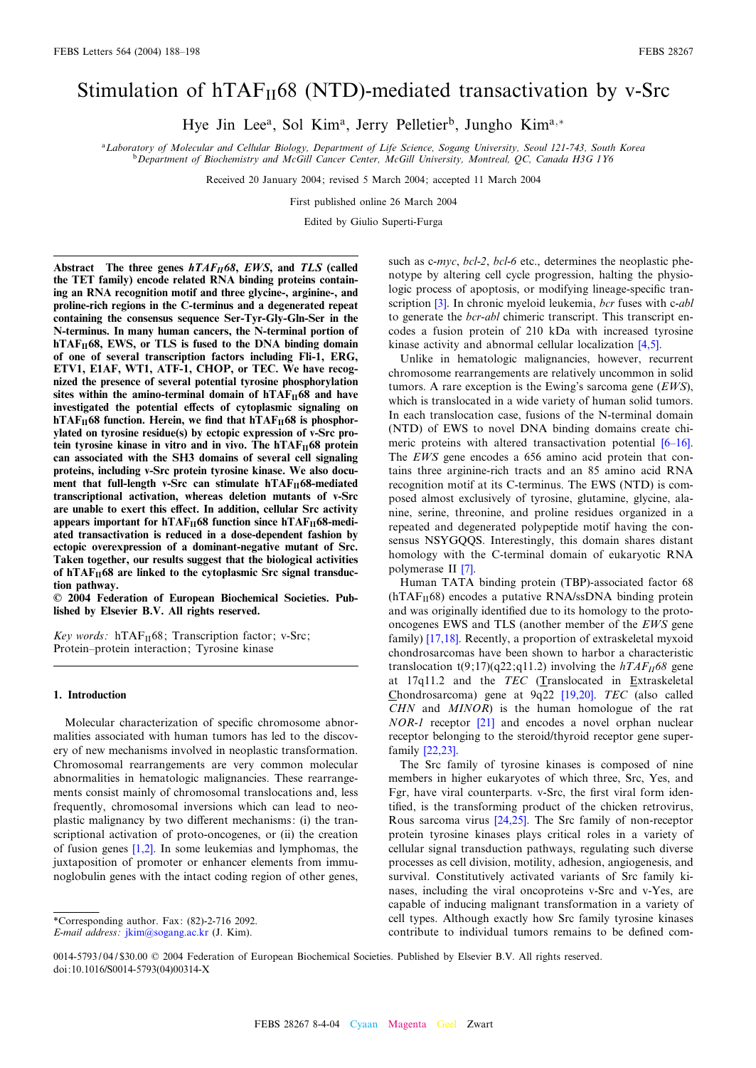# Stimulation of $hTAF_{II}68$ (NTD)-mediated transactivation by v-Src

Hye Jin Lee[a], Sol Kim[a], Jerry Pelletier[b], Jungho Kim[a,*]

[a] *Laboratory of Molecular and Cellular Biology, Department of Life Science, Sogang University, Seoul 121-743, South Korea*
[b] *Department of Biochemistry and McGill Cancer Center, McGill University, Montreal, QC, Canada H3G 1Y6*

Received 20 January 2004; revised 5 March 2004; accepted 11 March 2004

First published online 26 March 2004

Edited by Giulio Superti-Furga

**Abstract** The three genes *$hTAF_{II}68$*, *EWS*, and *TLS* (called the TET family) encode related RNA binding proteins containing an RNA recognition motif and three glycine-, arginine-, and proline-rich regions in the C-terminus and a degenerated repeat containing the consensus sequence Ser-Tyr-Gly-Gln-Ser in the N-terminus. In many human cancers, the N-terminal portion of $hTAF_{II}68$, EWS, or TLS is fused to the DNA binding domain of one of several transcription factors including Fli-1, ERG, ETV1, E1AF, WT1, ATF-1, CHOP, or TEC. We have recognized the presence of several potential tyrosine phosphorylation sites within the amino-terminal domain of $hTAF_{II}68$ and have investigated the potential effects of cytoplasmic signaling on $hTAF_{II}68$ function. Herein, we find that $hTAF_{II}68$ is phosphorylated on tyrosine residue(s) by ectopic expression of v-Src protein tyrosine kinase in vitro and in vivo. The $hTAF_{II}68$ protein can associated with the SH3 domains of several cell signaling proteins, including v-Src protein tyrosine kinase. We also document that full-length v-Src can stimulate $hTAF_{II}68$-mediated transcriptional activation, whereas deletion mutants of v-Src are unable to exert this effect. In addition, cellular Src activity appears important for $hTAF_{II}68$ function since $hTAF_{II}68$-mediated transactivation is reduced in a dose-dependent fashion by ectopic overexpression of a dominant-negative mutant of Src. Taken together, our results suggest that the biological activities of $hTAF_{II}68$ are linked to the cytoplasmic Src signal transduction pathway.
© 2004 Federation of European Biochemical Societies. Published by Elsevier B.V. All rights reserved.

*Key words:* $hTAF_{II}68$; Transcription factor; v-Src; Protein–protein interaction; Tyrosine kinase

## 1. Introduction

Molecular characterization of specific chromosome abnormalities associated with human tumors has led to the discovery of new mechanisms involved in neoplastic transformation. Chromosomal rearrangements are very common molecular abnormalities in hematologic malignancies. These rearrangements consist mainly of chromosomal translocations and, less frequently, chromosomal inversions which can lead to neoplastic malignancy by two different mechanisms: (i) the transcriptional activation of proto-oncogenes, or (ii) the creation of fusion genes [1,2]. In some leukemias and lymphomas, the juxtaposition of promoter or enhancer elements from immunoglobulin genes with the intact coding region of other genes, such as c-*myc*, *bcl-2*, *bcl-6* etc., determines the neoplastic phenotype by altering cell cycle progression, halting the physiologic process of apoptosis, or modifying lineage-specific transcription [3]. In chronic myeloid leukemia, *bcr* fuses with c-*abl* to generate the *bcr-abl* chimeric transcript. This transcript encodes a fusion protein of 210 kDa with increased tyrosine kinase activity and abnormal cellular localization [4,5].

Unlike in hematologic malignancies, however, recurrent chromosome rearrangements are relatively uncommon in solid tumors. A rare exception is the Ewing's sarcoma gene (*EWS*), which is translocated in a wide variety of human solid tumors. In each translocation case, fusions of the N-terminal domain (NTD) of EWS to novel DNA binding domains create chimeric proteins with altered transactivation potential [6–16]. The *EWS* gene encodes a 656 amino acid protein that contains three arginine-rich tracts and an 85 amino acid RNA recognition motif at its C-terminus. The EWS (NTD) is composed almost exclusively of tyrosine, glutamine, glycine, alanine, serine, threonine, and proline residues organized in a repeated and degenerated polypeptide motif having the consensus NSYGQQS. Interestingly, this domain shares distant homology with the C-terminal domain of eukaryotic RNA polymerase II [7].

Human TATA binding protein (TBP)-associated factor 68 ($hTAF_{II}68$) encodes a putative RNA/ssDNA binding protein and was originally identified due to its homology to the proto-oncogenes EWS and TLS (another member of the *EWS* gene family) [17,18]. Recently, a proportion of extraskeletal myxoid chondrosarcomas have been shown to harbor a characteristic translocation t(9;17)(q22;q11.2) involving the *$hTAF_{II}68$* gene at 17q11.2 and the *TEC* (Translocated in Extraskeletal Chondrosarcoma) gene at 9q22 [19,20]. *TEC* (also called *CHN* and *MINOR*) is the human homologue of the rat *NOR-1* receptor [21] and encodes a novel orphan nuclear receptor belonging to the steroid/thyroid receptor gene superfamily [22,23].

The Src family of tyrosine kinases is composed of nine members in higher eukaryotes of which three, Src, Yes, and Fgr, have viral counterparts. v-Src, the first viral form identified, is the transforming product of the chicken retrovirus, Rous sarcoma virus [24,25]. The Src family of non-receptor protein tyrosine kinases plays critical roles in a variety of cellular signal transduction pathways, regulating such diverse processes as cell division, motility, adhesion, angiogenesis, and survival. Constitutively activated variants of Src family kinases, including the viral oncoproteins v-Src and v-Yes, are capable of inducing malignant transformation in a variety of cell types. Although exactly how Src family tyrosine kinases contribute to individual tumors remains to be defined com-

*Corresponding author. Fax: (82)-2-716 2092.
*E-mail address:* jkim@sogang.ac.kr (J. Kim).

0014-5793/04/$30.00 © 2004 Federation of European Biochemical Societies. Published by Elsevier B.V. All rights reserved.
doi:10.1016/S0014-5793(04)00314-X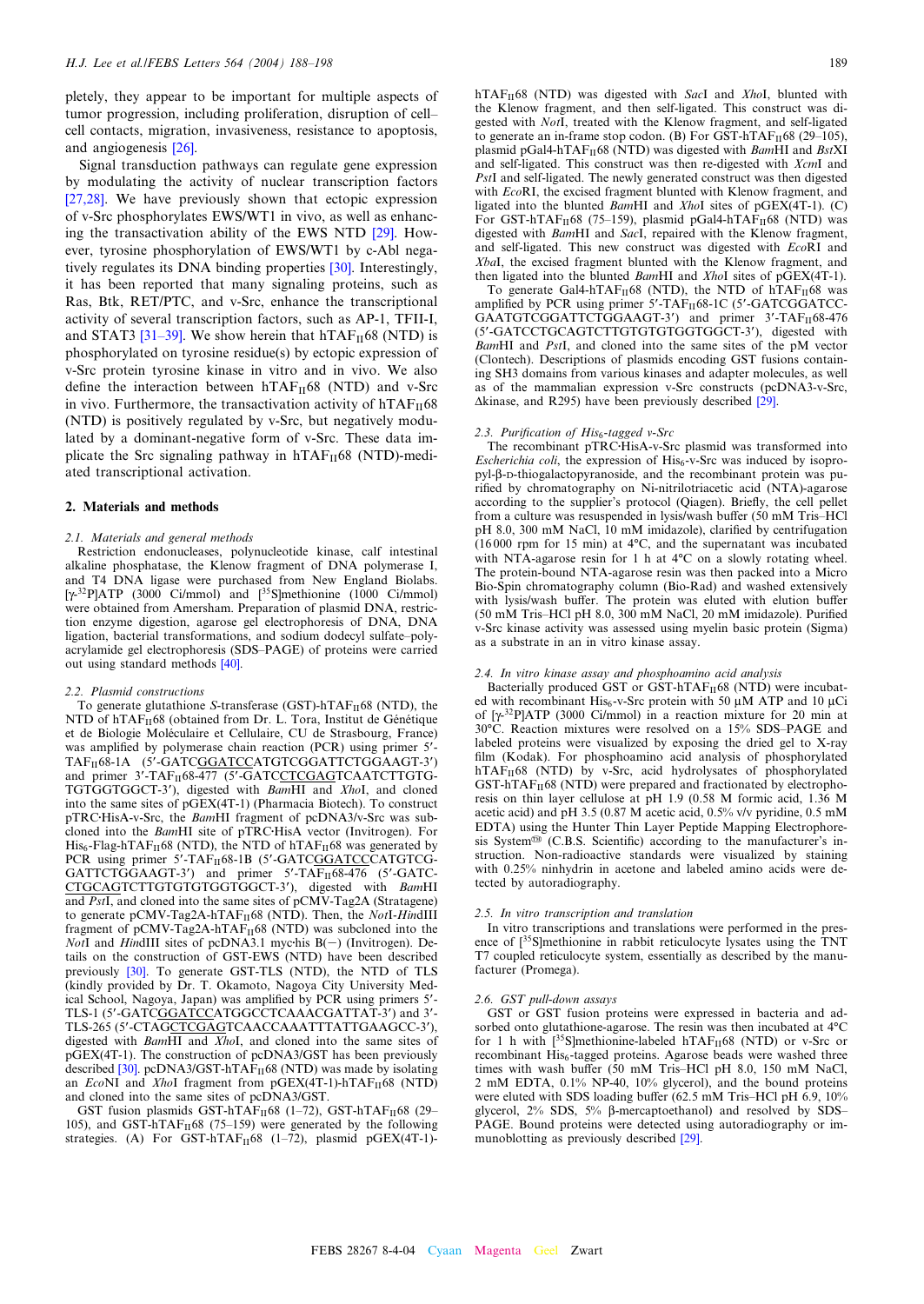pletely, they appear to be important for multiple aspects of tumor progression, including proliferation, disruption of cell–cell contacts, migration, invasiveness, resistance to apoptosis, and angiogenesis [26].

Signal transduction pathways can regulate gene expression by modulating the activity of nuclear transcription factors [27,28]. We have previously shown that ectopic expression of v-Src phosphorylates EWS/WT1 in vivo, as well as enhancing the transactivation ability of the EWS NTD [29]. However, tyrosine phosphorylation of EWS/WT1 by c-Abl negatively regulates its DNA binding properties [30]. Interestingly, it has been reported that many signaling proteins, such as Ras, Btk, RET/PTC, and v-Src, enhance the transcriptional activity of several transcription factors, such as AP-1, TFII-I, and STAT3 [31–39]. We show herein that $hTAF_{II}68$ (NTD) is phosphorylated on tyrosine residue(s) by ectopic expression of v-Src protein tyrosine kinase in vitro and in vivo. We also define the interaction between $hTAF_{II}68$ (NTD) and v-Src in vivo. Furthermore, the transactivation activity of $hTAF_{II}68$ (NTD) is positively regulated by v-Src, but negatively modulated by a dominant-negative form of v-Src. These data implicate the Src signaling pathway in $hTAF_{II}68$ (NTD)-mediated transcriptional activation.

## 2. Materials and methods

### 2.1. Materials and general methods

Restriction endonucleases, polynucleotide kinase, calf intestinal alkaline phosphatase, the Klenow fragment of DNA polymerase I, and T4 DNA ligase were purchased from New England Biolabs. [$\gamma$-$^{32}$P]ATP (3000 Ci/mmol) and [$^{35}$S]methionine (1000 Ci/mmol) were obtained from Amersham. Preparation of plasmid DNA, restriction enzyme digestion, agarose gel electrophoresis of DNA, DNA ligation, bacterial transformations, and sodium dodecyl sulfate–polyacrylamide gel electrophoresis (SDS–PAGE) of proteins were carried out using standard methods [40].

### 2.2. Plasmid constructions

To generate glutathione *S*-transferase (GST)-$hTAF_{II}68$ (NTD), the NTD of $hTAF_{II}68$ (obtained from Dr. L. Tora, Institut de Génétique et de Biologie Moléculaire et Cellulaire, CU de Strasbourg, France) was amplified by polymerase chain reaction (PCR) using primer 5′-$TAF_{II}$68-1A (5′-GATCGGATCCATGTCGGATTCTGGAAGT-3′) and primer 3′-$TAF_{II}$68-477 (5′-GATCCTCGAGTCAATCTTGTGTGTGGTGGCT-3′), digested with *Bam*HI and *Xho*I, and cloned into the same sites of pGEX(4T-1) (Pharmacia Biotech). To construct pTRC·HisA-v-Src, the *Bam*HI fragment of pcDNA3/v-Src was subcloned into the *Bam*HI site of pTRC·HisA vector (Invitrogen). For $His_6$-Flag-$hTAF_{II}68$ (NTD), the NTD of $hTAF_{II}68$ was generated by PCR using primer 5′-$TAF_{II}$68-1B (5′-GATCGGATCCCATGTCGGATTCTGGAAGT-3′) and primer 5′-$TAF_{II}$68-476 (5′-GATCCTGCAGTCTTGTGTGTGGTGGCT-3′), digested with *Bam*HI and *Pst*I, and cloned into the same sites of pCMV-Tag2A (Stratagene) to generate pCMV-Tag2A-$hTAF_{II}68$ (NTD). Then, the *Not*I-*Hin*dIII fragment of pCMV-Tag2A-$hTAF_{II}68$ (NTD) was subcloned into the *Not*I and *Hin*dIII sites of pcDNA3.1 myc·his B(−) (Invitrogen). Details on the construction of GST-EWS (NTD) have been described previously [30]. To generate GST-TLS (NTD), the NTD of TLS (kindly provided by Dr. T. Okamoto, Nagoya City University Medical School, Nagoya, Japan) was amplified by PCR using primers 5′-TLS-1 (5′-GATCGGATCCATGGCCTCAAACGATTAT-3′) and 3′-TLS-265 (5′-CTAGCTCGAGTCAACCAAATTTATTGAAGCC-3′), digested with *Bam*HI and *Xho*I, and cloned into the same sites of pGEX(4T-1). The construction of pcDNA3/GST has been previously described [30]. pcDNA3/GST-$hTAF_{II}68$ (NTD) was made by isolating an *Eco*NI and *Xho*I fragment from pGEX(4T-1)-$hTAF_{II}68$ (NTD) and cloned into the same sites of pcDNA3/GST.

GST fusion plasmids GST-$hTAF_{II}68$ (1–72), GST-$hTAF_{II}68$ (29–105), and GST-$hTAF_{II}68$ (75–159) were generated by the following strategies. (A) For GST-$hTAF_{II}68$ (1–72), plasmid pGEX(4T-1)-$hTAF_{II}68$ (NTD) was digested with *Sac*I and *Xho*I, blunted with the Klenow fragment, and then self-ligated. This construct was digested with *Not*I, treated with the Klenow fragment, and self-ligated to generate an in-frame stop codon. (B) For GST-$hTAF_{II}68$ (29–105), plasmid pGal4-$hTAF_{II}68$ (NTD) was digested with *Bam*HI and *Bst*XI and self-ligated. This construct was then re-digested with *Xcm*I and *Pst*I and self-ligated. The newly generated construct was then digested with *Eco*RI, the excised fragment blunted with Klenow fragment, and ligated into the blunted *Bam*HI and *Xho*I sites of pGEX(4T-1). (C) For GST-$hTAF_{II}68$ (75–159), plasmid pGal4-$hTAF_{II}68$ (NTD) was digested with *Bam*HI and *Sac*I, repaired with the Klenow fragment, and self-ligated. This new construct was digested with *Eco*RI and *Xba*I, the excised fragment blunted with the Klenow fragment, and then ligated into the blunted *Bam*HI and *Xho*I sites of pGEX(4T-1).

To generate Gal4-$hTAF_{II}68$ (NTD), the NTD of $hTAF_{II}68$ was amplified by PCR using primer 5′-$TAF_{II}$68-1C (5′-GATCGGATCCGAATGTCGGATTCTGGAAGT-3′) and primer 3′-$TAF_{II}$68-476 (5′-GATCCTGCAGTCTTGTGTGTGGTGGCT-3′), digested with *Bam*HI and *Pst*I, and cloned into the same sites of the pM vector (Clontech). Descriptions of plasmids encoding GST fusions containing SH3 domains from various kinases and adapter molecules, as well as of the mammalian expression v-Src constructs (pcDNA3-v-Src, Δkinase, and R295) have been previously described [29].

### 2.3. Purification of $His_6$-tagged v-Src

The recombinant pTRC·HisA-v-Src plasmid was transformed into *Escherichia coli*, the expression of $His_6$-v-Src was induced by isopropyl-β-D-thiogalactopyranoside, and the recombinant protein was purified by chromatography on Ni-nitrilotriacetic acid (NTA)-agarose according to the supplier's protocol (Qiagen). Briefly, the cell pellet from a culture was resuspended in lysis/wash buffer (50 mM Tris–HCl pH 8.0, 300 mM NaCl, 10 mM imidazole), clarified by centrifugation (16 000 rpm for 15 min) at 4°C, and the supernatant was incubated with NTA-agarose resin for 1 h at 4°C on a slowly rotating wheel. The protein-bound NTA-agarose resin was then packed into a Micro Bio-Spin chromatography column (Bio-Rad) and washed extensively with lysis/wash buffer. The protein was eluted with elution buffer (50 mM Tris–HCl pH 8.0, 300 mM NaCl, 20 mM imidazole). Purified v-Src kinase activity was assessed using myelin basic protein (Sigma) as a substrate in an in vitro kinase assay.

### 2.4. In vitro kinase assay and phosphoamino acid analysis

Bacterially produced GST or GST-$hTAF_{II}68$ (NTD) were incubated with recombinant $His_6$-v-Src protein with 50 μM ATP and 10 μCi of [$\gamma$-$^{32}$P]ATP (3000 Ci/mmol) in a reaction mixture for 20 min at 30°C. Reaction mixtures were resolved on a 15% SDS–PAGE and labeled proteins were visualized by exposing the dried gel to X-ray film (Kodak). For phosphoamino acid analysis of phosphorylated $hTAF_{II}68$ (NTD) by v-Src, acid hydrolysates of phosphorylated GST-$hTAF_{II}68$ (NTD) were prepared and fractionated by electrophoresis on thin layer cellulose at pH 1.9 (0.58 M formic acid, 1.36 M acetic acid) and pH 3.5 (0.87 M acetic acid, 0.5% v/v pyridine, 0.5 mM EDTA) using the Hunter Thin Layer Peptide Mapping Electrophoresis System® (C.B.S. Scientific) according to the manufacturer's instruction. Non-radioactive standards were visualized by staining with 0.25% ninhydrin in acetone and labeled amino acids were detected by autoradiography.

### 2.5. In vitro transcription and translation

In vitro transcriptions and translations were performed in the presence of [$^{35}$S]methionine in rabbit reticulocyte lysates using the TNT T7 coupled reticulocyte system, essentially as described by the manufacturer (Promega).

### 2.6. GST pull-down assays

GST or GST fusion proteins were expressed in bacteria and adsorbed onto glutathione-agarose. The resin was then incubated at 4°C for 1 h with [$^{35}$S]methionine-labeled $hTAF_{II}68$ (NTD) or v-Src or recombinant $His_6$-tagged proteins. Agarose beads were washed three times with wash buffer (50 mM Tris–HCl pH 8.0, 150 mM NaCl, 2 mM EDTA, 0.1% NP-40, 10% glycerol), and the bound proteins were eluted with SDS loading buffer (62.5 mM Tris–HCl pH 6.9, 10% glycerol, 2% SDS, 5% β-mercaptoethanol) and resolved by SDS–PAGE. Bound proteins were detected using autoradiography or immunoblotting as previously described [29].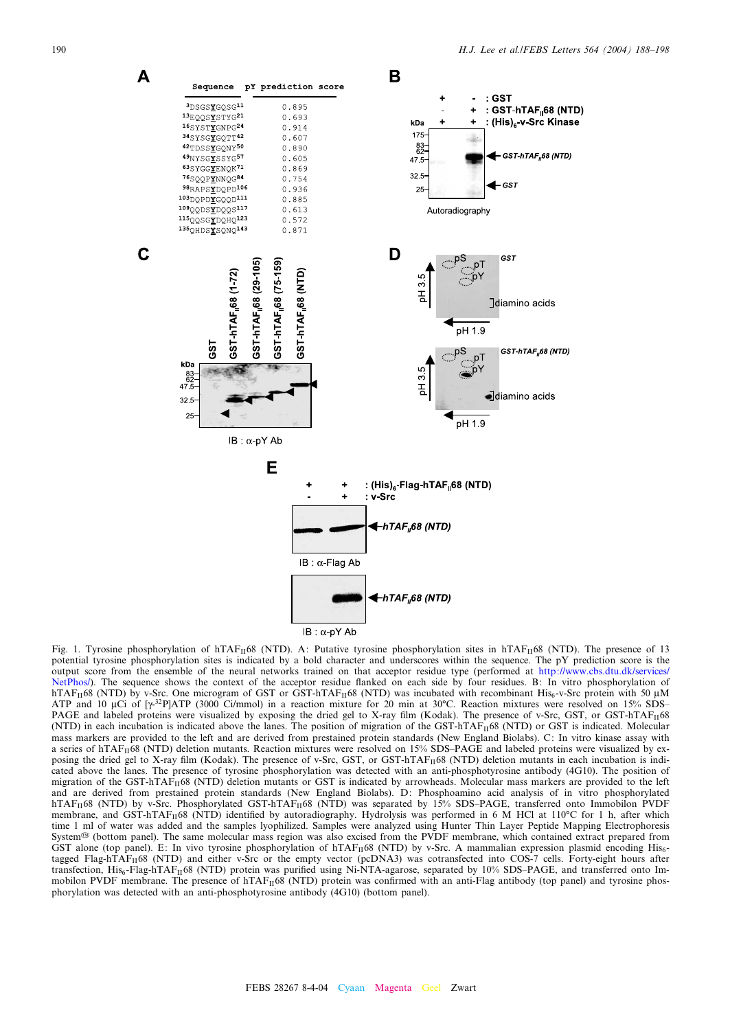**A**

| Sequence | pY prediction score |
|---|---|
| $^{3}$DSGS**Y**GQSG$^{11}$ | 0.895 |
| $^{13}$EQQS**Y**STYG$^{21}$ | 0.693 |
| $^{16}$SYST**Y**GNPG$^{24}$ | 0.914 |
| $^{34}$SYSG**Y**GQTT$^{42}$ | 0.607 |
| $^{42}$TDSS**Y**GQNY$^{50}$ | 0.890 |
| $^{49}$NYSG**Y**SSYG$^{57}$ | 0.605 |
| $^{63}$SYGG**Y**ENQK$^{71}$ | 0.869 |
| $^{76}$SQQP**Y**NNQG$^{84}$ | 0.754 |
| $^{98}$RAPS**Y**DQPD$^{106}$ | 0.936 |
| $^{103}$DQPD**Y**GQQD$^{111}$ | 0.885 |
| $^{109}$QQDS**Y**DQQS$^{117}$ | 0.613 |
| $^{115}$QQSG**Y**DQHQ$^{123}$ | 0.572 |
| $^{135}$QHDS**Y**SQNQ$^{143}$ | 0.871 |

Fig. 1. Tyrosine phosphorylation of hTAF$_{II}$68 (NTD). A: Putative tyrosine phosphorylation sites in hTAF$_{II}$68 (NTD). The presence of 13 potential tyrosine phosphorylation sites is indicated by a bold character and underscores within the sequence. The pY prediction score is the output score from the ensemble of the neural networks trained on that acceptor residue type (performed at http://www.cbs.dtu.dk/services/NetPhos/). The sequence shows the context of the acceptor residue flanked on each side by four residues. B: In vitro phosphorylation of hTAF$_{II}$68 (NTD) by v-Src. One microgram of GST or GST-hTAF$_{II}$68 (NTD) was incubated with recombinant His$_6$-v-Src protein with 50 μM ATP and 10 μCi of [γ-$^{32}$P]ATP (3000 Ci/mmol) in a reaction mixture for 20 min at 30°C. Reaction mixtures were resolved on 15% SDS–PAGE and labeled proteins were visualized by exposing the dried gel to X-ray film (Kodak). The presence of v-Src, GST, or GST-hTAF$_{II}$68 (NTD) in each incubation is indicated above the lanes. The position of migration of the GST-hTAF$_{II}$68 (NTD) or GST is indicated. Molecular mass markers are provided to the left and are derived from prestained protein standards (New England Biolabs). C: In vitro kinase assay with a series of hTAF$_{II}$68 (NTD) deletion mutants. Reaction mixtures were resolved on 15% SDS–PAGE and labeled proteins were visualized by exposing the dried gel to X-ray film (Kodak). The presence of v-Src, GST, or GST-hTAF$_{II}$68 (NTD) deletion mutants in each incubation is indicated above the lanes. The presence of tyrosine phosphorylation was detected with an anti-phosphotyrosine antibody (4G10). The position of migration of the GST-hTAF$_{II}$68 (NTD) deletion mutants or GST is indicated by arrowheads. Molecular mass markers are provided to the left and are derived from prestained protein standards (New England Biolabs). D: Phosphoamino acid analysis of in vitro phosphorylated hTAF$_{II}$68 (NTD) by v-Src. Phosphorylated GST-hTAF$_{II}$68 (NTD) was separated by 15% SDS–PAGE, transferred onto Immobilon PVDF membrane, and GST-hTAF$_{II}$68 (NTD) identified by autoradiography. Hydrolysis was performed in 6 M HCl at 110°C for 1 h, after which time 1 ml of water was added and the samples lyophilized. Samples were analyzed using Hunter Thin Layer Peptide Mapping Electrophoresis System® (bottom panel). The same molecular mass region was also excised from the PVDF membrane, which contained extract prepared from GST alone (top panel). E: In vivo tyrosine phosphorylation of hTAF$_{II}$68 (NTD) by v-Src. A mammalian expression plasmid encoding His$_6$-tagged Flag-hTAF$_{II}$68 (NTD) and either v-Src or the empty vector (pcDNA3) was cotransfected into COS-7 cells. Forty-eight hours after transfection, His$_6$-Flag-hTAF$_{II}$68 (NTD) protein was purified using Ni-NTA-agarose, separated by 10% SDS–PAGE, and transferred onto Immobilon PVDF membrane. The presence of hTAF$_{II}$68 (NTD) protein was confirmed with an anti-Flag antibody (top panel) and tyrosine phosphorylation was detected with an anti-phosphotyrosine antibody (4G10) (bottom panel).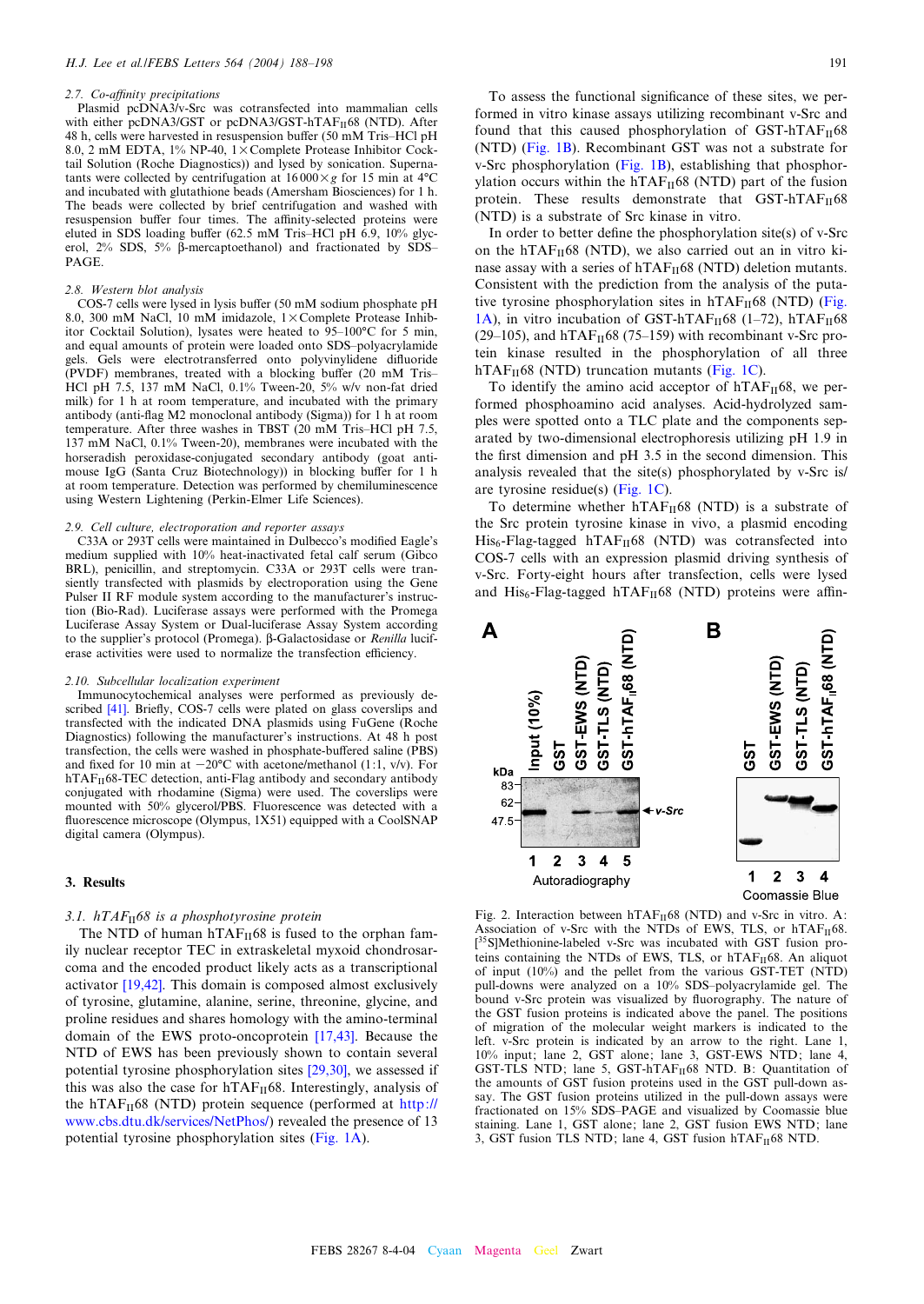### 2.7. Co-affinity precipitations

Plasmid pcDNA3/v-Src was cotransfected into mammalian cells with either pcDNA3/GST or pcDNA3/GST-hTAF$_{II}$68 (NTD). After 48 h, cells were harvested in resuspension buffer (50 mM Tris–HCl pH 8.0, 2 mM EDTA, 1% NP-40, 1× Complete Protease Inhibitor Cocktail Solution (Roche Diagnostics)) and lysed by sonication. Supernatants were collected by centrifugation at 16 000 × $g$ for 15 min at 4°C and incubated with glutathione beads (Amersham Biosciences) for 1 h. The beads were collected by brief centrifugation and washed with resuspension buffer four times. The affinity-selected proteins were eluted in SDS loading buffer (62.5 mM Tris–HCl pH 6.9, 10% glycerol, 2% SDS, 5% β-mercaptoethanol) and fractionated by SDS–PAGE.

### 2.8. Western blot analysis

COS-7 cells were lysed in lysis buffer (50 mM sodium phosphate pH 8.0, 300 mM NaCl, 10 mM imidazole, 1× Complete Protease Inhibitor Cocktail Solution), lysates were heated to 95–100°C for 5 min, and equal amounts of protein were loaded onto SDS–polyacrylamide gels. Gels were electrotransferred onto polyvinylidene difluoride (PVDF) membranes, treated with a blocking buffer (20 mM Tris–HCl pH 7.5, 137 mM NaCl, 0.1% Tween-20, 5% w/v non-fat dried milk) for 1 h at room temperature, and incubated with the primary antibody (anti-flag M2 monoclonal antibody (Sigma)) for 1 h at room temperature. After three washes in TBST (20 mM Tris–HCl pH 7.5, 137 mM NaCl, 0.1% Tween-20), membranes were incubated with the horseradish peroxidase-conjugated secondary antibody (goat anti-mouse IgG (Santa Cruz Biotechnology)) in blocking buffer for 1 h at room temperature. Detection was performed by chemiluminescence using Western Lightening (Perkin-Elmer Life Sciences).

### 2.9. Cell culture, electroporation and reporter assays

C33A or 293T cells were maintained in Dulbecco's modified Eagle's medium supplied with 10% heat-inactivated fetal calf serum (Gibco BRL), penicillin, and streptomycin. C33A or 293T cells were transiently transfected with plasmids by electroporation using the Gene Pulser II RF module system according to the manufacturer's instruction (Bio-Rad). Luciferase assays were performed with the Promega Luciferase Assay System or Dual-luciferase Assay System according to the supplier's protocol (Promega). β-Galactosidase or *Renilla* luciferase activities were used to normalize the transfection efficiency.

### 2.10. Subcellular localization experiment

Immunocytochemical analyses were performed as previously described [41]. Briefly, COS-7 cells were plated on glass coverslips and transfected with the indicated DNA plasmids using FuGene (Roche Diagnostics) following the manufacturer's instructions. At 48 h post transfection, the cells were washed in phosphate-buffered saline (PBS) and fixed for 10 min at −20°C with acetone/methanol (1:1, v/v). For hTAF$_{II}$68-TEC detection, anti-Flag antibody and secondary antibody conjugated with rhodamine (Sigma) were used. The coverslips were mounted with 50% glycerol/PBS. Fluorescence was detected with a fluorescence microscope (Olympus, 1X51) equipped with a CoolSNAP digital camera (Olympus).

## 3. Results

### 3.1. hTAF$_{II}$68 is a phosphotyrosine protein

The NTD of human hTAF$_{II}$68 is fused to the orphan family nuclear receptor TEC in extraskeletal myxoid chondrosarcoma and the encoded product likely acts as a transcriptional activator [19,42]. This domain is composed almost exclusively of tyrosine, glutamine, alanine, serine, threonine, glycine, and proline residues and shares homology with the amino-terminal domain of the EWS proto-oncoprotein [17,43]. Because the NTD of EWS has been previously shown to contain several potential tyrosine phosphorylation sites [29,30], we assessed if this was also the case for hTAF$_{II}$68. Interestingly, analysis of the hTAF$_{II}$68 (NTD) protein sequence (performed at http://www.cbs.dtu.dk/services/NetPhos/) revealed the presence of 13 potential tyrosine phosphorylation sites (Fig. 1A).

To assess the functional significance of these sites, we performed in vitro kinase assays utilizing recombinant v-Src and found that this caused phosphorylation of GST-hTAF$_{II}$68 (NTD) (Fig. 1B). Recombinant GST was not a substrate for v-Src phosphorylation (Fig. 1B), establishing that phosphorylation occurs within the hTAF$_{II}$68 (NTD) part of the fusion protein. These results demonstrate that GST-hTAF$_{II}$68 (NTD) is a substrate of Src kinase in vitro.

In order to better define the phosphorylation site(s) of v-Src on the hTAF$_{II}$68 (NTD), we also carried out an in vitro kinase assay with a series of hTAF$_{II}$68 (NTD) deletion mutants. Consistent with the prediction from the analysis of the putative tyrosine phosphorylation sites in hTAF$_{II}$68 (NTD) (Fig. 1A), in vitro incubation of GST-hTAF$_{II}$68 (1–72), hTAF$_{II}$68 (29–105), and hTAF$_{II}$68 (75–159) with recombinant v-Src protein kinase resulted in the phosphorylation of all three hTAF$_{II}$68 (NTD) truncation mutants (Fig. 1C).

To identify the amino acid acceptor of hTAF$_{II}$68, we performed phosphoamino acid analyses. Acid-hydrolyzed samples were spotted onto a TLC plate and the components separated by two-dimensional electrophoresis utilizing pH 1.9 in the first dimension and pH 3.5 in the second dimension. This analysis revealed that the site(s) phosphorylated by v-Src is/are tyrosine residue(s) (Fig. 1C).

To determine whether hTAF$_{II}$68 (NTD) is a substrate of the Src protein tyrosine kinase in vivo, a plasmid encoding His$_6$-Flag-tagged hTAF$_{II}$68 (NTD) was cotransfected into COS-7 cells with an expression plasmid driving synthesis of v-Src. Forty-eight hours after transfection, cells were lysed and His$_6$-Flag-tagged hTAF$_{II}$68 (NTD) proteins were affin-

Fig. 2. Interaction between hTAF$_{II}$68 (NTD) and v-Src in vitro. A: Association of v-Src with the NTDs of EWS, TLS, or hTAF$_{II}$68. [$^{35}$S]Methionine-labeled v-Src was incubated with GST fusion proteins containing the NTDs of EWS, TLS, or hTAF$_{II}$68. An aliquot of input (10%) and the pellet from the various GST-TET (NTD) pull-downs were analyzed on a 10% SDS–polyacrylamide gel. The bound v-Src protein was visualized by fluorography. The nature of the GST fusion proteins is indicated above the panel. The positions of migration of the molecular weight markers is indicated to the left. v-Src protein is indicated by an arrow to the right. Lane 1, 10% input; lane 2, GST alone; lane 3, GST-EWS NTD; lane 4, GST-TLS NTD; lane 5, GST-hTAF$_{II}$68 NTD. B: Quantitation of the amounts of GST fusion proteins used in the GST pull-down assay. The GST fusion proteins utilized in the pull-down assays were fractionated on 15% SDS–PAGE and visualized by Coomassie blue staining. Lane 1, GST alone; lane 2, GST fusion EWS NTD; lane 3, GST fusion TLS NTD; lane 4, GST fusion hTAF$_{II}$68 NTD.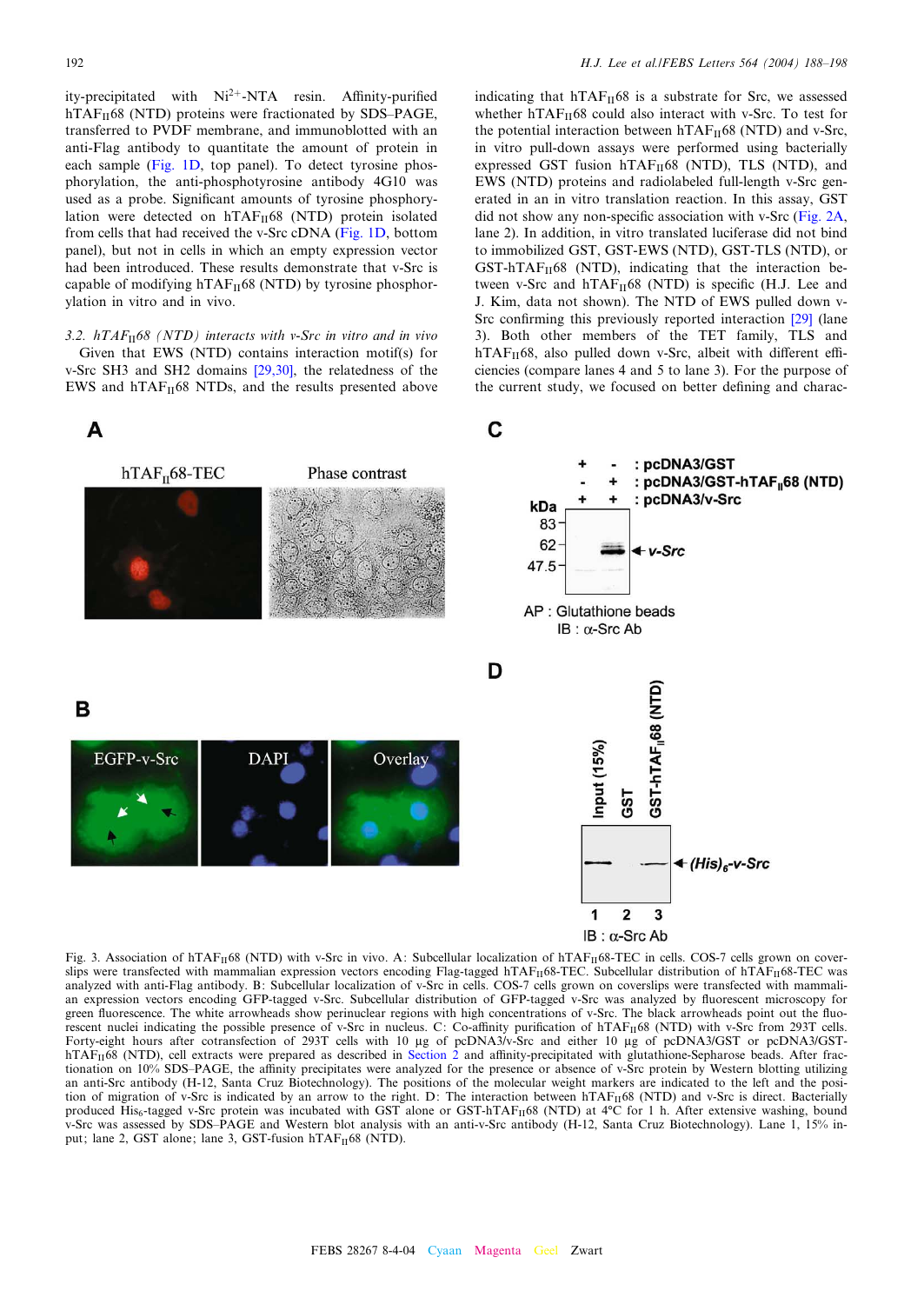ity-precipitated with $Ni^{2+}$-NTA resin. Affinity-purified hTAF$_{II}$68 (NTD) proteins were fractionated by SDS–PAGE, transferred to PVDF membrane, and immunoblotted with an anti-Flag antibody to quantitate the amount of protein in each sample (Fig. 1D, top panel). To detect tyrosine phosphorylation, the anti-phosphotyrosine antibody 4G10 was used as a probe. Significant amounts of tyrosine phosphorylation were detected on hTAF$_{II}$68 (NTD) protein isolated from cells that had received the v-Src cDNA (Fig. 1D, bottom panel), but not in cells in which an empty expression vector had been introduced. These results demonstrate that v-Src is capable of modifying hTAF$_{II}$68 (NTD) by tyrosine phosphorylation in vitro and in vivo.

### 3.2. hTAF$_{II}$68 (NTD) interacts with v-Src in vitro and in vivo

Given that EWS (NTD) contains interaction motif(s) for v-Src SH3 and SH2 domains [29,30], the relatedness of the EWS and hTAF$_{II}$68 NTDs, and the results presented above indicating that hTAF$_{II}$68 is a substrate for Src, we assessed whether hTAF$_{II}$68 could also interact with v-Src. To test for the potential interaction between hTAF$_{II}$68 (NTD) and v-Src, in vitro pull-down assays were performed using bacterially expressed GST fusion hTAF$_{II}$68 (NTD), TLS (NTD), and EWS (NTD) proteins and radiolabeled full-length v-Src generated in an in vitro translation reaction. In this assay, GST did not show any non-specific association with v-Src (Fig. 2A, lane 2). In addition, in vitro translated luciferase did not bind to immobilized GST, GST-EWS (NTD), GST-TLS (NTD), or GST-hTAF$_{II}$68 (NTD), indicating that the interaction between v-Src and hTAF$_{II}$68 (NTD) is specific (H.J. Lee and J. Kim, data not shown). The NTD of EWS pulled down v-Src confirming this previously reported interaction [29] (lane 3). Both other members of the TET family, TLS and hTAF$_{II}$68, also pulled down v-Src, albeit with different efficiencies (compare lanes 4 and 5 to lane 3). For the purpose of the current study, we focused on better defining and charac-

Fig. 3. Association of hTAF$_{II}$68 (NTD) with v-Src in vivo. A: Subcellular localization of hTAF$_{II}$68-TEC in cells. COS-7 cells grown on coverslips were transfected with mammalian expression vectors encoding Flag-tagged hTAF$_{II}$68-TEC. Subcellular distribution of hTAF$_{II}$68-TEC was analyzed with anti-Flag antibody. B: Subcellular localization of v-Src in cells. COS-7 cells grown on coverslips were transfected with mammalian expression vectors encoding GFP-tagged v-Src. Subcellular distribution of GFP-tagged v-Src was analyzed by fluorescent microscopy for green fluorescence. The white arrowheads show perinuclear regions with high concentrations of v-Src. The black arrowheads point out the fluorescent nuclei indicating the possible presence of v-Src in nucleus. C: Co-affinity purification of hTAF$_{II}$68 (NTD) with v-Src from 293T cells. Forty-eight hours after cotransfection of 293T cells with 10 μg of pcDNA3/v-Src and either 10 μg of pcDNA3/GST or pcDNA3/GST-hTAF$_{II}$68 (NTD), cell extracts were prepared as described in Section 2 and affinity-precipitated with glutathione-Sepharose beads. After fractionation on 10% SDS–PAGE, the affinity precipitates were analyzed for the presence or absence of v-Src protein by Western blotting utilizing an anti-Src antibody (H-12, Santa Cruz Biotechnology). The positions of the molecular weight markers are indicated to the left and the position of migration of v-Src is indicated by an arrow to the right. D: The interaction between hTAF$_{II}$68 (NTD) and v-Src is direct. Bacterially produced His$_6$-tagged v-Src protein was incubated with GST alone or GST-hTAF$_{II}$68 (NTD) at 4°C for 1 h. After extensive washing, bound v-Src was assessed by SDS–PAGE and Western blot analysis with an anti-v-Src antibody (H-12, Santa Cruz Biotechnology). Lane 1, 15% input; lane 2, GST alone; lane 3, GST-fusion hTAF$_{II}$68 (NTD).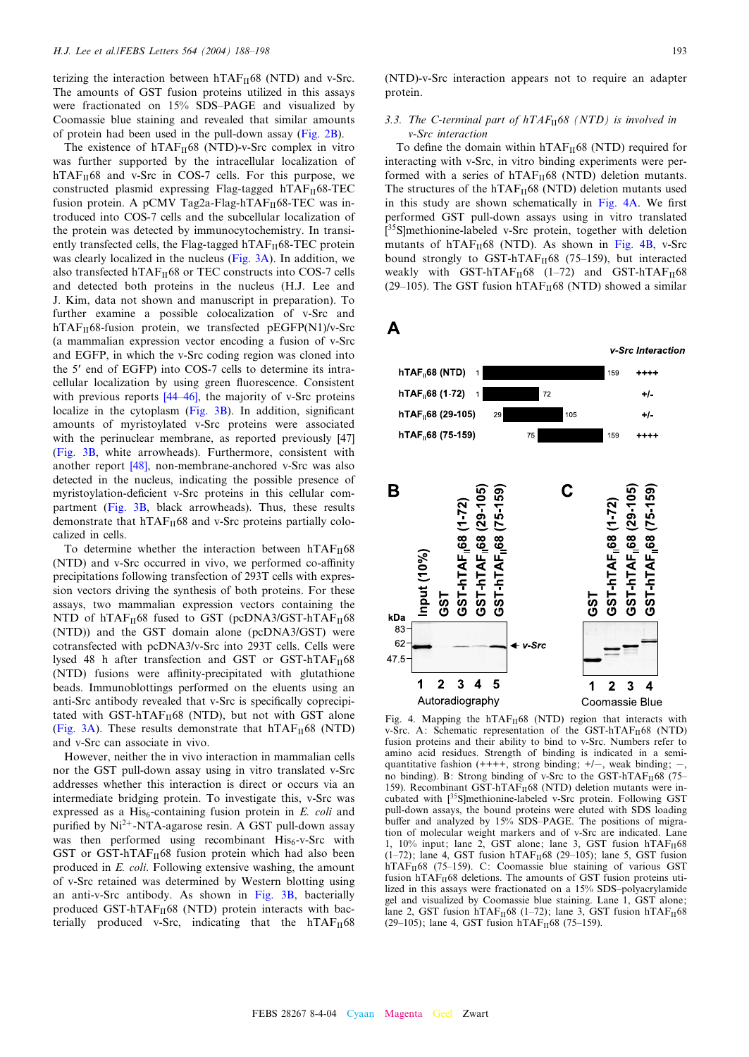terizing the interaction between hTAF$_{II}$68 (NTD) and v-Src. The amounts of GST fusion proteins utilized in this assays were fractionated on 15% SDS–PAGE and visualized by Coomassie blue staining and revealed that similar amounts of protein had been used in the pull-down assay (Fig. 2B).

The existence of hTAF$_{II}$68 (NTD)-v-Src complex in vitro was further supported by the intracellular localization of hTAF$_{II}$68 and v-Src in COS-7 cells. For this purpose, we constructed plasmid expressing Flag-tagged hTAF$_{II}$68-TEC fusion protein. A pCMV Tag2a-Flag-hTAF$_{II}$68-TEC was introduced into COS-7 cells and the subcellular localization of the protein was detected by immunocytochemistry. In transiently transfected cells, the Flag-tagged hTAF$_{II}$68-TEC protein was clearly localized in the nucleus (Fig. 3A). In addition, we also transfected hTAF$_{II}$68 or TEC constructs into COS-7 cells and detected both proteins in the nucleus (H.J. Lee and J. Kim, data not shown and manuscript in preparation). To further examine a possible colocalization of v-Src and hTAF$_{II}$68-fusion protein, we transfected pEGFP(N1)/v-Src (a mammalian expression vector encoding a fusion of v-Src and EGFP, in which the v-Src coding region was cloned into the 5′ end of EGFP) into COS-7 cells to determine its intracellular localization by using green fluorescence. Consistent with previous reports [44–46], the majority of v-Src proteins localize in the cytoplasm (Fig. 3B). In addition, significant amounts of myristoylated v-Src proteins were associated with the perinuclear membrane, as reported previously [47] (Fig. 3B, white arrowheads). Furthermore, consistent with another report [48], non-membrane-anchored v-Src was also detected in the nucleus, indicating the possible presence of myristoylation-deficient v-Src proteins in this cellular compartment (Fig. 3B, black arrowheads). Thus, these results demonstrate that hTAF$_{II}$68 and v-Src proteins partially colocalized in cells.

To determine whether the interaction between hTAF$_{II}$68 (NTD) and v-Src occurred in vivo, we performed co-affinity precipitations following transfection of 293T cells with expression vectors driving the synthesis of both proteins. For these assays, two mammalian expression vectors containing the NTD of hTAF$_{II}$68 fused to GST (pcDNA3/GST-hTAF$_{II}$68 (NTD)) and the GST domain alone (pcDNA3/GST) were cotransfected with pcDNA3/v-Src into 293T cells. Cells were lysed 48 h after transfection and GST or GST-hTAF$_{II}$68 (NTD) fusions were affinity-precipitated with glutathione beads. Immunoblottings performed on the eluents using an anti-Src antibody revealed that v-Src is specifically coprecipitated with GST-hTAF$_{II}$68 (NTD), but not with GST alone (Fig. 3A). These results demonstrate that hTAF$_{II}$68 (NTD) and v-Src can associate in vivo.

However, neither the in vivo interaction in mammalian cells nor the GST pull-down assay using in vitro translated v-Src addresses whether this interaction is direct or occurs via an intermediate bridging protein. To investigate this, v-Src was expressed as a His$_6$-containing fusion protein in *E. coli* and purified by $Ni^{2+}$-NTA-agarose resin. A GST pull-down assay was then performed using recombinant His$_6$-v-Src with GST or GST-hTAF$_{II}$68 fusion protein which had also been produced in *E. coli*. Following extensive washing, the amount of v-Src retained was determined by Western blotting using an anti-v-Src antibody. As shown in Fig. 3B, bacterially produced GST-hTAF$_{II}$68 (NTD) protein interacts with bacterially produced v-Src, indicating that the hTAF$_{II}$68 (NTD)-v-Src interaction appears not to require an adapter protein.

### 3.3. The C-terminal part of hTAF$_{II}$68 (NTD) is involved in v-Src interaction

To define the domain within hTAF$_{II}$68 (NTD) required for interacting with v-Src, in vitro binding experiments were performed with a series of hTAF$_{II}$68 (NTD) deletion mutants. The structures of the hTAF$_{II}$68 (NTD) deletion mutants used in this study are shown schematically in Fig. 4A. We first performed GST pull-down assays using in vitro translated [$^{35}$S]methionine-labeled v-Src protein, together with deletion mutants of hTAF$_{II}$68 (NTD). As shown in Fig. 4B, v-Src bound strongly to GST-hTAF$_{II}$68 (75–159), but interacted weakly with GST-hTAF$_{II}$68 (1–72) and GST-hTAF$_{II}$68 (29–105). The GST fusion hTAF$_{II}$68 (NTD) showed a similar

Fig. 4. Mapping the hTAF$_{II}$68 (NTD) region that interacts with v-Src. A: Schematic representation of the GST-hTAF$_{II}$68 (NTD) fusion proteins and their ability to bind to v-Src. Numbers refer to amino acid residues. Strength of binding is indicated in a semi-quantitative fashion (++++, strong binding; +/−, weak binding; −, no binding). B: Strong binding of v-Src to the GST-hTAF$_{II}$68 (75–159). Recombinant GST-hTAF$_{II}$68 (NTD) deletion mutants were incubated with [$^{35}$S]methionine-labeled v-Src protein. Following GST pull-down assays, the bound proteins were eluted with SDS loading buffer and analyzed by 15% SDS–PAGE. The positions of migration of molecular weight markers and of v-Src are indicated. Lane 1, 10% input; lane 2, GST alone; lane 3, GST fusion hTAF$_{II}$68 (1–72); lane 4, GST fusion hTAF$_{II}$68 (29–105); lane 5, GST fusion hTAF$_{II}$68 (75–159). C: Coomassie blue staining of various GST fusion hTAF$_{II}$68 deletions. The amounts of GST fusion proteins utilized in this assays were fractionated on a 15% SDS–polyacrylamide gel and visualized by Coomassie blue staining. Lane 1, GST alone; lane 2, GST fusion hTAF$_{II}$68 (1–72); lane 3, GST fusion hTAF$_{II}$68 (29–105); lane 4, GST fusion hTAF$_{II}$68 (75–159).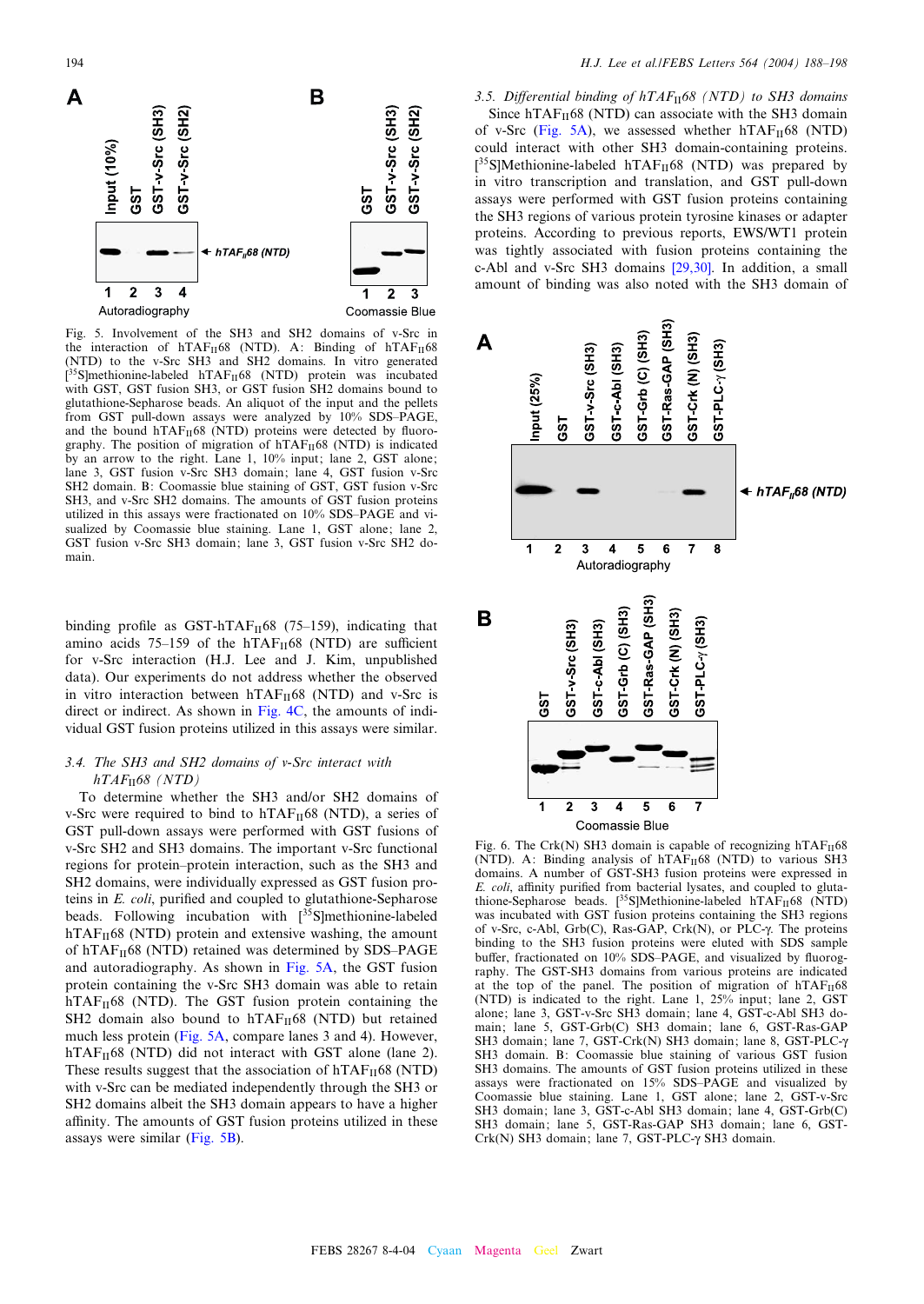Fig. 5. Involvement of the SH3 and SH2 domains of v-Src in the interaction of $hTAF_{II}68$ (NTD). A: Binding of $hTAF_{II}68$ (NTD) to the v-Src SH3 and SH2 domains. In vitro generated [$^{35}$S]methionine-labeled $hTAF_{II}68$ (NTD) protein was incubated with GST, GST fusion SH3, or GST fusion SH2 domains bound to glutathione-Sepharose beads. An aliquot of the input and the pellets from GST pull-down assays were analyzed by 10% SDS–PAGE, and the bound $hTAF_{II}68$ (NTD) proteins were detected by fluorography. The position of migration of $hTAF_{II}68$ (NTD) is indicated by an arrow to the right. Lane 1, 10% input; lane 2, GST alone; lane 3, GST fusion v-Src SH3 domain; lane 4, GST fusion v-Src SH2 domain. B: Coomassie blue staining of GST, GST fusion v-Src SH3, and v-Src SH2 domains. The amounts of GST fusion proteins utilized in this assays were fractionated on 10% SDS–PAGE and visualized by Coomassie blue staining. Lane 1, GST alone; lane 2, GST fusion v-Src SH3 domain; lane 3, GST fusion v-Src SH2 domain.

binding profile as GST-$hTAF_{II}68$ (75–159), indicating that amino acids 75–159 of the $hTAF_{II}68$ (NTD) are sufficient for v-Src interaction (H.J. Lee and J. Kim, unpublished data). Our experiments do not address whether the observed in vitro interaction between $hTAF_{II}68$ (NTD) and v-Src is direct or indirect. As shown in Fig. 4C, the amounts of individual GST fusion proteins utilized in this assays were similar.

### 3.4. The SH3 and SH2 domains of v-Src interact with $hTAF_{II}68$ (NTD)

To determine whether the SH3 and/or SH2 domains of v-Src were required to bind to $hTAF_{II}68$ (NTD), a series of GST pull-down assays were performed with GST fusions of v-Src SH2 and SH3 domains. The important v-Src functional regions for protein–protein interaction, such as the SH3 and SH2 domains, were individually expressed as GST fusion proteins in *E. coli*, purified and coupled to glutathione-Sepharose beads. Following incubation with [$^{35}$S]methionine-labeled $hTAF_{II}68$ (NTD) protein and extensive washing, the amount of $hTAF_{II}68$ (NTD) retained was determined by SDS–PAGE and autoradiography. As shown in Fig. 5A, the GST fusion protein containing the v-Src SH3 domain was able to retain $hTAF_{II}68$ (NTD). The GST fusion protein containing the SH2 domain also bound to $hTAF_{II}68$ (NTD) but retained much less protein (Fig. 5A, compare lanes 3 and 4). However, $hTAF_{II}68$ (NTD) did not interact with GST alone (lane 2). These results suggest that the association of $hTAF_{II}68$ (NTD) with v-Src can be mediated independently through the SH3 or SH2 domains albeit the SH3 domain appears to have a higher affinity. The amounts of GST fusion proteins utilized in these assays were similar (Fig. 5B).

### 3.5. Differential binding of $hTAF_{II}68$ (NTD) to SH3 domains

Since $hTAF_{II}68$ (NTD) can associate with the SH3 domain of v-Src (Fig. 5A), we assessed whether $hTAF_{II}68$ (NTD) could interact with other SH3 domain-containing proteins. [$^{35}$S]Methionine-labeled $hTAF_{II}68$ (NTD) was prepared by in vitro transcription and translation, and GST pull-down assays were performed with GST fusion proteins containing the SH3 regions of various protein tyrosine kinases or adapter proteins. According to previous reports, EWS/WT1 protein was tightly associated with fusion proteins containing the c-Abl and v-Src SH3 domains [29,30]. In addition, a small amount of binding was also noted with the SH3 domain of

Fig. 6. The Crk(N) SH3 domain is capable of recognizing $hTAF_{II}68$ (NTD). A: Binding analysis of $hTAF_{II}68$ (NTD) to various SH3 domains. A number of GST-SH3 fusion proteins were expressed in *E. coli*, affinity purified from bacterial lysates, and coupled to glutathione-Sepharose beads. [$^{35}$S]Methionine-labeled $hTAF_{II}68$ (NTD) was incubated with GST fusion proteins containing the SH3 regions of v-Src, c-Abl, Grb(C), Ras-GAP, Crk(N), or PLC-γ. The proteins binding to the SH3 fusion proteins were eluted with SDS sample buffer, fractionated on 10% SDS–PAGE, and visualized by fluorography. The GST-SH3 domains from various proteins are indicated at the top of the panel. The position of migration of $hTAF_{II}68$ (NTD) is indicated to the right. Lane 1, 25% input; lane 2, GST alone; lane 3, GST-v-Src SH3 domain; lane 4, GST-c-Abl SH3 domain; lane 5, GST-Grb(C) SH3 domain; lane 6, GST-Ras-GAP SH3 domain; lane 7, GST-Crk(N) SH3 domain; lane 8, GST-PLC-γ SH3 domain. B: Coomassie blue staining of various GST fusion SH3 domains. The amounts of GST fusion proteins utilized in these assays were fractionated on 15% SDS–PAGE and visualized by Coomassie blue staining. Lane 1, GST alone; lane 2, GST-v-Src SH3 domain; lane 3, GST-c-Abl SH3 domain; lane 4, GST-Grb(C) SH3 domain; lane 5, GST-Ras-GAP SH3 domain; lane 6, GST-Crk(N) SH3 domain; lane 7, GST-PLC-γ SH3 domain.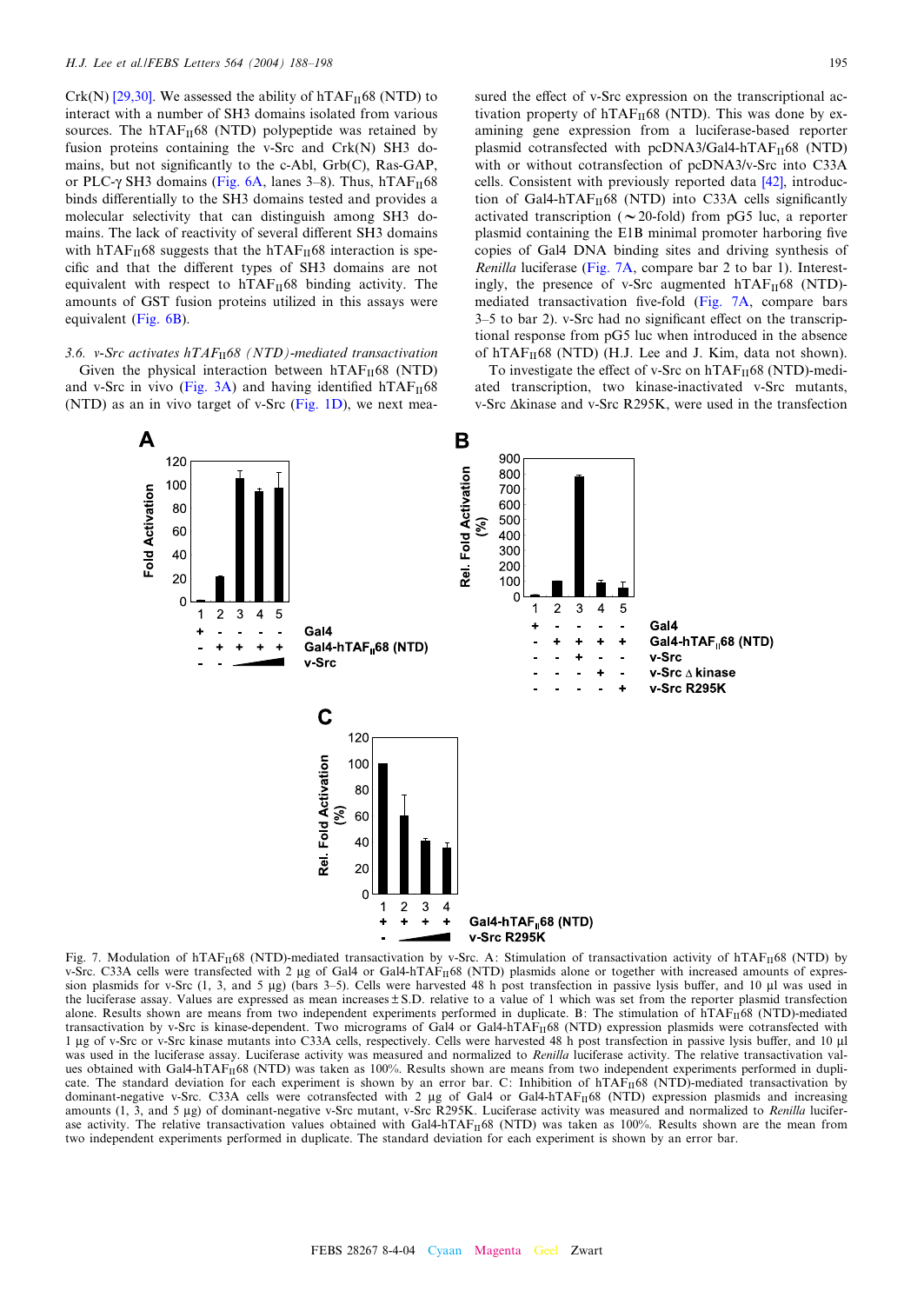Crk(N) [29,30]. We assessed the ability of $hTAF_{II}68$ (NTD) to interact with a number of SH3 domains isolated from various sources. The $hTAF_{II}68$ (NTD) polypeptide was retained by fusion proteins containing the v-Src and Crk(N) SH3 domains, but not significantly to the c-Abl, Grb(C), Ras-GAP, or PLC-γ SH3 domains (Fig. 6A, lanes 3–8). Thus, $hTAF_{II}68$ binds differentially to the SH3 domains tested and provides a molecular selectivity that can distinguish among SH3 domains. The lack of reactivity of several different SH3 domains with $hTAF_{II}68$ suggests that the $hTAF_{II}68$ interaction is specific and that the different types of SH3 domains are not equivalent with respect to $hTAF_{II}68$ binding activity. The amounts of GST fusion proteins utilized in this assays were equivalent (Fig. 6B).

### 3.6. v-Src activates $hTAF_{II}68$ (NTD)-mediated transactivation

Given the physical interaction between $hTAF_{II}68$ (NTD) and v-Src in vivo (Fig. 3A) and having identified $hTAF_{II}68$ (NTD) as an in vivo target of v-Src (Fig. 1D), we next measured the effect of v-Src expression on the transcriptional activation property of $hTAF_{II}68$ (NTD). This was done by examining gene expression from a luciferase-based reporter plasmid cotransfected with pcDNA3/Gal4-$hTAF_{II}68$ (NTD) with or without cotransfection of pcDNA3/v-Src into C33A cells. Consistent with previously reported data [42], introduction of Gal4-$hTAF_{II}68$ (NTD) into C33A cells significantly activated transcription (~20-fold) from pG5 luc, a reporter plasmid containing the E1B minimal promoter harboring five copies of Gal4 DNA binding sites and driving synthesis of *Renilla* luciferase (Fig. 7A, compare bar 2 to bar 1). Interestingly, the presence of v-Src augmented $hTAF_{II}68$ (NTD)-mediated transactivation five-fold (Fig. 7A, compare bars 3–5 to bar 2). v-Src had no significant effect on the transcriptional response from pG5 luc when introduced in the absence of $hTAF_{II}68$ (NTD) (H.J. Lee and J. Kim, data not shown).

To investigate the effect of v-Src on $hTAF_{II}68$ (NTD)-mediated transcription, two kinase-inactivated v-Src mutants, v-Src Δkinase and v-Src R295K, were used in the transfection

Fig. 7. Modulation of $hTAF_{II}68$ (NTD)-mediated transactivation by v-Src. A: Stimulation of transactivation activity of $hTAF_{II}68$ (NTD) by v-Src. C33A cells were transfected with 2 μg of Gal4 or Gal4-$hTAF_{II}68$ (NTD) plasmids alone or together with increased amounts of expression plasmids for v-Src (1, 3, and 5 μg) (bars 3–5). Cells were harvested 48 h post transfection in passive lysis buffer, and 10 μl was used in the luciferase assay. Values are expressed as mean increases ± S.D. relative to a value of 1 which was set from the reporter plasmid transfection alone. Results shown are means from two independent experiments performed in duplicate. B: The stimulation of $hTAF_{II}68$ (NTD)-mediated transactivation by v-Src is kinase-dependent. Two micrograms of Gal4 or Gal4-$hTAF_{II}68$ (NTD) expression plasmids were cotransfected with 1 μg of v-Src or v-Src kinase mutants into C33A cells, respectively. Cells were harvested 48 h post transfection in passive lysis buffer, and 10 μl was used in the luciferase assay. Luciferase activity was measured and normalized to *Renilla* luciferase activity. The relative transactivation values obtained with Gal4-$hTAF_{II}68$ (NTD) was taken as 100%. Results shown are means from two independent experiments performed in duplicate. The standard deviation for each experiment is shown by an error bar. C: Inhibition of $hTAF_{II}68$ (NTD)-mediated transactivation by dominant-negative v-Src. C33A cells were cotransfected with 2 μg of Gal4 or Gal4-$hTAF_{II}68$ (NTD) expression plasmids and increasing amounts (1, 3, and 5 μg) of dominant-negative v-Src mutant, v-Src R295K. Luciferase activity was measured and normalized to *Renilla* luciferase activity. The relative transactivation values obtained with Gal4-$hTAF_{II}68$ (NTD) was taken as 100%. Results shown are the mean from two independent experiments performed in duplicate. The standard deviation for each experiment is shown by an error bar.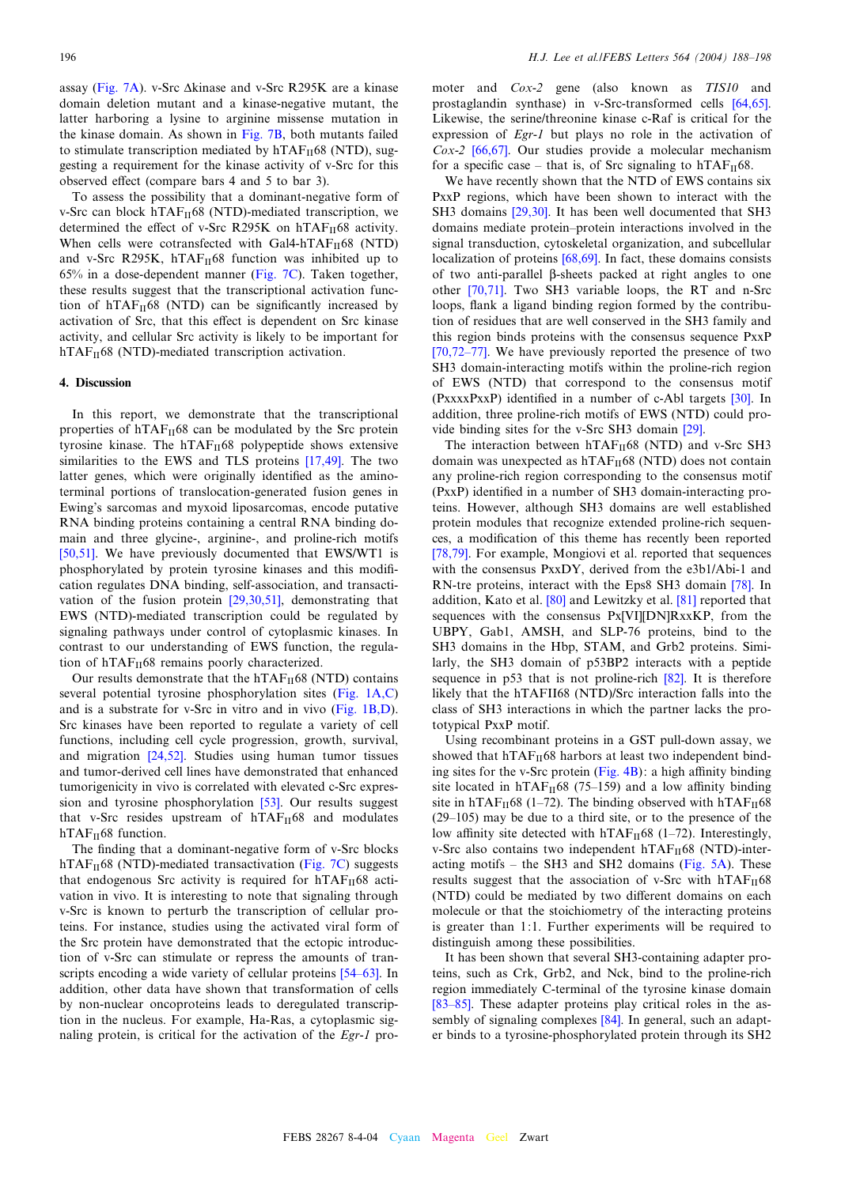assay (Fig. 7A). v-Src Δkinase and v-Src R295K are a kinase domain deletion mutant and a kinase-negative mutant, the latter harboring a lysine to arginine missense mutation in the kinase domain. As shown in Fig. 7B, both mutants failed to stimulate transcription mediated by $hTAF_{II}68$ (NTD), suggesting a requirement for the kinase activity of v-Src for this observed effect (compare bars 4 and 5 to bar 3).

To assess the possibility that a dominant-negative form of v-Src can block $hTAF_{II}68$ (NTD)-mediated transcription, we determined the effect of v-Src R295K on $hTAF_{II}68$ activity. When cells were cotransfected with Gal4-$hTAF_{II}68$ (NTD) and v-Src R295K, $hTAF_{II}68$ function was inhibited up to 65% in a dose-dependent manner (Fig. 7C). Taken together, these results suggest that the transcriptional activation function of $hTAF_{II}68$ (NTD) can be significantly increased by activation of Src, that this effect is dependent on Src kinase activity, and cellular Src activity is likely to be important for $hTAF_{II}68$ (NTD)-mediated transcription activation.

## 4. Discussion

In this report, we demonstrate that the transcriptional properties of $hTAF_{II}68$ can be modulated by the Src protein tyrosine kinase. The $hTAF_{II}68$ polypeptide shows extensive similarities to the EWS and TLS proteins [17,49]. The two latter genes, which were originally identified as the amino-terminal portions of translocation-generated fusion genes in Ewing's sarcomas and myxoid liposarcomas, encode putative RNA binding proteins containing a central RNA binding domain and three glycine-, arginine-, and proline-rich motifs [50,51]. We have previously documented that EWS/WT1 is phosphorylated by protein tyrosine kinases and this modification regulates DNA binding, self-association, and transactivation of the fusion protein [29,30,51], demonstrating that EWS (NTD)-mediated transcription could be regulated by signaling pathways under control of cytoplasmic kinases. In contrast to our understanding of EWS function, the regulation of $hTAF_{II}68$ remains poorly characterized.

Our results demonstrate that the $hTAF_{II}68$ (NTD) contains several potential tyrosine phosphorylation sites (Fig. 1A,C) and is a substrate for v-Src in vitro and in vivo (Fig. 1B,D). Src kinases have been reported to regulate a variety of cell functions, including cell cycle progression, growth, survival, and migration [24,52]. Studies using human tumor tissues and tumor-derived cell lines have demonstrated that enhanced tumorigenicity in vivo is correlated with elevated c-Src expression and tyrosine phosphorylation [53]. Our results suggest that v-Src resides upstream of $hTAF_{II}68$ and modulates $hTAF_{II}68$ function.

The finding that a dominant-negative form of v-Src blocks $hTAF_{II}68$ (NTD)-mediated transactivation (Fig. 7C) suggests that endogenous Src activity is required for $hTAF_{II}68$ activation in vivo. It is interesting to note that signaling through v-Src is known to perturb the transcription of cellular proteins. For instance, studies using the activated viral form of the Src protein have demonstrated that the ectopic introduction of v-Src can stimulate or repress the amounts of transcripts encoding a wide variety of cellular proteins [54–63]. In addition, other data have shown that transformation of cells by non-nuclear oncoproteins leads to deregulated transcription in the nucleus. For example, Ha-Ras, a cytoplasmic signaling protein, is critical for the activation of the *Egr-1* promoter and *Cox-2* gene (also known as *TIS10* and prostaglandin synthase) in v-Src-transformed cells [64,65]. Likewise, the serine/threonine kinase c-Raf is critical for the expression of *Egr-1* but plays no role in the activation of *Cox-2* [66,67]. Our studies provide a molecular mechanism for a specific case – that is, of Src signaling to $hTAF_{II}68$.

We have recently shown that the NTD of EWS contains six PxxP regions, which have been shown to interact with the SH3 domains [29,30]. It has been well documented that SH3 domains mediate protein–protein interactions involved in the signal transduction, cytoskeletal organization, and subcellular localization of proteins [68,69]. In fact, these domains consists of two anti-parallel β-sheets packed at right angles to one other [70,71]. Two SH3 variable loops, the RT and n-Src loops, flank a ligand binding region formed by the contribution of residues that are well conserved in the SH3 family and this region binds proteins with the consensus sequence PxxP [70,72–77]. We have previously reported the presence of two SH3 domain-interacting motifs within the proline-rich region of EWS (NTD) that correspond to the consensus motif (PxxxxPxxP) identified in a number of c-Abl targets [30]. In addition, three proline-rich motifs of EWS (NTD) could provide binding sites for the v-Src SH3 domain [29].

The interaction between $hTAF_{II}68$ (NTD) and v-Src SH3 domain was unexpected as $hTAF_{II}68$ (NTD) does not contain any proline-rich region corresponding to the consensus motif (PxxP) identified in a number of SH3 domain-interacting proteins. However, although SH3 domains are well established protein modules that recognize extended proline-rich sequences, a modification of this theme has recently been reported [78,79]. For example, Mongiovi et al. reported that sequences with the consensus PxxDY, derived from the e3b1/Abi-1 and RN-tre proteins, interact with the Eps8 SH3 domain [78]. In addition, Kato et al. [80] and Lewitzky et al. [81] reported that sequences with the consensus Px[VI][DN]RxxKP, from the UBPY, Gab1, AMSH, and SLP-76 proteins, bind to the SH3 domains in the Hbp, STAM, and Grb2 proteins. Similarly, the SH3 domain of p53BP2 interacts with a peptide sequence in p53 that is not proline-rich [82]. It is therefore likely that the hTAFII68 (NTD)/Src interaction falls into the class of SH3 interactions in which the partner lacks the prototypical PxxP motif.

Using recombinant proteins in a GST pull-down assay, we showed that $hTAF_{II}68$ harbors at least two independent binding sites for the v-Src protein (Fig. 4B): a high affinity binding site located in $hTAF_{II}68$ (75–159) and a low affinity binding site in $hTAF_{II}68$ (1–72). The binding observed with $hTAF_{II}68$ (29–105) may be due to a third site, or to the presence of the low affinity site detected with $hTAF_{II}68$ (1–72). Interestingly, v-Src also contains two independent $hTAF_{II}68$ (NTD)-interacting motifs – the SH3 and SH2 domains (Fig. 5A). These results suggest that the association of v-Src with $hTAF_{II}68$ (NTD) could be mediated by two different domains on each molecule or that the stoichiometry of the interacting proteins is greater than 1:1. Further experiments will be required to distinguish among these possibilities.

It has been shown that several SH3-containing adapter proteins, such as Crk, Grb2, and Nck, bind to the proline-rich region immediately C-terminal of the tyrosine kinase domain [83–85]. These adapter proteins play critical roles in the assembly of signaling complexes [84]. In general, such an adapter binds to a tyrosine-phosphorylated protein through its SH2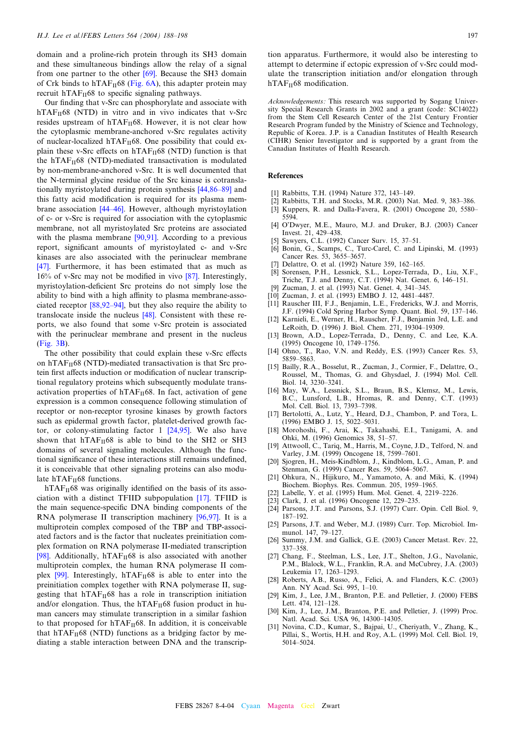domain and a proline-rich protein through its SH3 domain and these simultaneous bindings allow the relay of a signal from one partner to the other [69]. Because the SH3 domain of Crk binds to $hTAF_{II}68$ (Fig. 6A), this adapter protein may recruit $hTAF_{II}68$ to specific signaling pathways.

Our finding that v-Src can phosphorylate and associate with $hTAF_{II}68$ (NTD) in vitro and in vivo indicates that v-Src resides upstream of $hTAF_{II}68$. However, it is not clear how the cytoplasmic membrane-anchored v-Src regulates activity of nuclear-localized $hTAF_{II}68$. One possibility that could explain these v-Src effects on $hTAF_{II}68$ (NTD) function is that the $hTAF_{II}68$ (NTD)-mediated transactivation is modulated by non-membrane-anchored v-Src. It is well documented that the N-terminal glycine residue of the Src kinase is cotranslationally myristoylated during protein synthesis [44,86–89] and this fatty acid modification is required for its plasma membrane association [44–46]. However, although myristoylation of c- or v-Src is required for association with the cytoplasmic membrane, not all myristoylated Src proteins are associated with the plasma membrane [90,91]. According to a previous report, significant amounts of myristoylated c- and v-Src kinases are also associated with the perinuclear membrane [47]. Furthermore, it has been estimated that as much as 16% of v-Src may not be modified in vivo [87]. Interestingly, myristoylation-deficient Src proteins do not simply lose the ability to bind with a high affinity to plasma membrane-associated receptor [88,92–94], but they also require the ability to translocate inside the nucleus [48]. Consistent with these reports, we also found that some v-Src protein is associated with the perinuclear membrane and present in the nucleus (Fig. 3B).

The other possibility that could explain these v-Src effects on $hTAF_{II}68$ (NTD)-mediated transactivation is that Src protein first affects induction or modification of nuclear transcriptional regulatory proteins which subsequently modulate transactivation properties of $hTAF_{II}68$. In fact, activation of gene expression is a common consequence following stimulation of receptor or non-receptor tyrosine kinases by growth factors such as epidermal growth factor, platelet-derived growth factor, or colony-stimulating factor 1 [24,95]. We also have shown that $hTAF_{II}68$ is able to bind to the SH2 or SH3 domains of several signaling molecules. Although the functional significance of these interactions still remains undefined, it is conceivable that other signaling proteins can also modulate $hTAF_{II}68$ functions.

$hTAF_{II}68$ was originally identified on the basis of its association with a distinct TFIID subpopulation [17]. TFIID is the main sequence-specific DNA binding components of the RNA polymerase II transcription machinery [96,97]. It is a multiprotein complex composed of the TBP and TBP-associated factors and is the factor that nucleates preinitiation complex formation on RNA polymerase II-mediated transcription [98]. Additionally, $hTAF_{II}68$ is also associated with another multiprotein complex, the human RNA polymerase II complex [99]. Interestingly, $hTAF_{II}68$ is able to enter into the preinitiation complex together with RNA polymerase II, suggesting that $hTAF_{II}68$ has a role in transcription initiation and/or elongation. Thus, the $hTAF_{II}68$ fusion product in human cancers may stimulate transcription in a similar fashion to that proposed for $hTAF_{II}68$. In addition, it is conceivable that $hTAF_{II}68$ (NTD) functions as a bridging factor by mediating a stable interaction between DNA and the transcription apparatus. Furthermore, it would also be interesting to attempt to determine if ectopic expression of v-Src could modulate the transcription initiation and/or elongation through $hTAF_{II}68$ modification.

*Acknowledgements:* This research was supported by Sogang University Special Research Grants in 2002 and a grant (code: SC14022) from the Stem Cell Research Center of the 21st Century Frontier Research Program funded by the Ministry of Science and Technology, Republic of Korea. J.P. is a Canadian Institutes of Health Research (CIHR) Senior Investigator and is supported by a grant from the Canadian Institutes of Health Research.

## References

[1] Rabbitts, T.H. (1994) Nature 372, 143–149.
[2] Rabbitts, T.H. and Stocks, M.R. (2003) Nat. Med. 9, 383–386.
[3] Kuppers, R. and Dalla-Favera, R. (2001) Oncogene 20, 5580–5594.
[4] O'Dwyer, M.E., Mauro, M.J. and Druker, B.J. (2003) Cancer Invest. 21, 429–438.
[5] Sawyers, C.L. (1992) Cancer Surv. 15, 37–51.
[6] Bonin, G., Scamps, C., Turc-Carel, C. and Lipinski, M. (1993) Cancer Res. 53, 3655–3657.
[7] Delattre, O. et al. (1992) Nature 359, 162–165.
[8] Sorensen, P.H., Lessnick, S.L., Lopez-Terrada, D., Liu, X.F., Triche, T.J. and Denny, C.T. (1994) Nat. Genet. 6, 146–151.
[9] Zucman, J. et al. (1993) Nat. Genet. 4, 341–345.
[10] Zucman, J. et al. (1993) EMBO J. 12, 4481–4487.
[11] Rauscher III, F.J., Benjamin, L.E., Fredericks, W.J. and Morris, J.F. (1994) Cold Spring Harbor Symp. Quant. Biol. 59, 137–146.
[12] Karnieli, E., Werner, H., Rauscher, F.J., Benjamin 3rd, L.E. and LeRoith, D. (1996) J. Biol. Chem. 271, 19304–19309.
[13] Brown, A.D., Lopez-Terrada, D., Denny, C. and Lee, K.A. (1995) Oncogene 10, 1749–1756.
[14] Ohno, T., Rao, V.N. and Reddy, E.S. (1993) Cancer Res. 53, 5859–5863.
[15] Bailly, R.A., Bosselut, R., Zucman, J., Cormier, F., Delattre, O., Roussel, M., Thomas, G. and Ghysdael, J. (1994) Mol. Cell. Biol. 14, 3230–3241.
[16] May, W.A., Lessnick, S.L., Braun, B.S., Klemsz, M., Lewis, B.C., Lunsford, L.B., Hromas, R. and Denny, C.T. (1993) Mol. Cell. Biol. 13, 7393–7398.
[17] Bertolotti, A., Lutz, Y., Heard, D.J., Chambon, P. and Tora, L. (1996) EMBO J. 15, 5022–5031.
[18] Morohoshi, F., Arai, K., Takahashi, E.I., Tanigami, A. and Ohki, M. (1996) Genomics 38, 51–57.
[19] Attwooll, C., Tariq, M., Harris, M., Coyne, J.D., Telford, N. and Varley, J.M. (1999) Oncogene 18, 7599–7601.
[20] Sjogren, H., Meis-Kindblom, J., Kindblom, L.G., Aman, P. and Stenman, G. (1999) Cancer Res. 59, 5064–5067.
[21] Ohkura, N., Hijikuro, M., Yamamoto, A. and Miki, K. (1994) Biochem. Biophys. Res. Commun. 205, 1959–1965.
[22] Labelle, Y. et al. (1995) Hum. Mol. Genet. 4, 2219–2226.
[23] Clark, J. et al. (1996) Oncogene 12, 229–235.
[24] Parsons, J.T. and Parsons, S.J. (1997) Curr. Opin. Cell Biol. 9, 187–192.
[25] Parsons, J.T. and Weber, M.J. (1989) Curr. Top. Microbiol. Immunol. 147, 79–127.
[26] Summy, J.M. and Gallick, G.E. (2003) Cancer Metast. Rev. 22, 337–358.
[27] Chang, F., Steelman, L.S., Lee, J.T., Shelton, J.G., Navolanic, P.M., Blalock, W.L., Franklin, R.A. and McCubrey, J.A. (2003) Leukemia 17, 1263–1293.
[28] Roberts, A.B., Russo, A., Felici, A. and Flanders, K.C. (2003) Ann. NY Acad. Sci. 995, 1–10.
[29] Kim, J., Lee, J.M., Branton, P.E. and Pelletier, J. (2000) FEBS Lett. 474, 121–128.
[30] Kim, J., Lee, J.M., Branton, P.E. and Pelletier, J. (1999) Proc. Natl. Acad. Sci. USA 96, 14300–14305.
[31] Novina, C.D., Kumar, S., Bajpai, U., Cheriyath, V., Zhang, K., Pillai, S., Wortis, H.H. and Roy, A.L. (1999) Mol. Cell. Biol. 19, 5014–5024.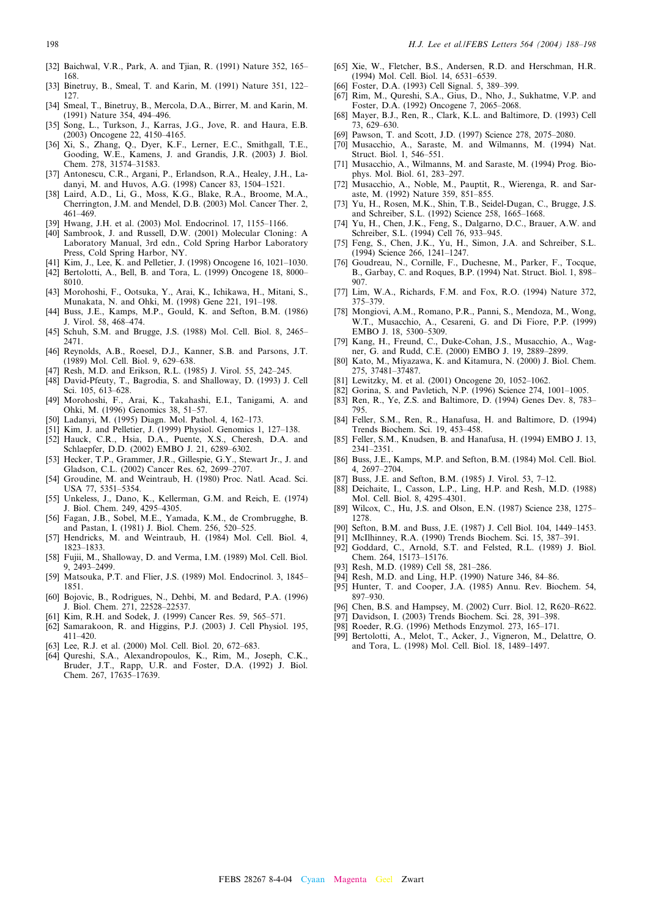[32] Baichwal, V.R., Park, A. and Tjian, R. (1991) Nature 352, 165–168.

[33] Binetruy, B., Smeal, T. and Karin, M. (1991) Nature 351, 122–127.

[34] Smeal, T., Binetruy, B., Mercola, D.A., Birrer, M. and Karin, M. (1991) Nature 354, 494–496.

[35] Song, L., Turkson, J., Karras, J.G., Jove, R. and Haura, E.B. (2003) Oncogene 22, 4150–4165.

[36] Xi, S., Zhang, Q., Dyer, K.F., Lerner, E.C., Smithgall, T.E., Gooding, W.E., Kamens, J. and Grandis, J.R. (2003) J. Biol. Chem. 278, 31574–31583.

[37] Antonescu, C.R., Argani, P., Erlandson, R.A., Healey, J.H., Ladanyi, M. and Huvos, A.G. (1998) Cancer 83, 1504–1521.

[38] Laird, A.D., Li, G., Moss, K.G., Blake, R.A., Broome, M.A., Cherrington, J.M. and Mendel, D.B. (2003) Mol. Cancer Ther. 2, 461–469.

[39] Hwang, J.H. et al. (2003) Mol. Endocrinol. 17, 1155–1166.

[40] Sambrook, J. and Russell, D.W. (2001) Molecular Cloning: A Laboratory Manual, 3rd edn., Cold Spring Harbor Laboratory Press, Cold Spring Harbor, NY.

[41] Kim, J., Lee, K. and Pelletier, J. (1998) Oncogene 16, 1021–1030.

[42] Bertolotti, A., Bell, B. and Tora, L. (1999) Oncogene 18, 8000–8010.

[43] Morohoshi, F., Ootsuka, Y., Arai, K., Ichikawa, H., Mitani, S., Munakata, N. and Ohki, M. (1998) Gene 221, 191–198.

[44] Buss, J.E., Kamps, M.P., Gould, K. and Sefton, B.M. (1986) J. Virol. 58, 468–474.

[45] Schuh, S.M. and Brugge, J.S. (1988) Mol. Cell. Biol. 8, 2465–2471.

[46] Reynolds, A.B., Roesel, D.J., Kanner, S.B. and Parsons, J.T. (1989) Mol. Cell. Biol. 9, 629–638.

[47] Resh, M.D. and Erikson, R.L. (1985) J. Virol. 55, 242–245.

[48] David-Pfeuty, T., Bagrodia, S. and Shalloway, D. (1993) J. Cell Sci. 105, 613–628.

[49] Morohoshi, F., Arai, K., Takahashi, E.I., Tanigami, A. and Ohki, M. (1996) Genomics 38, 51–57.

[50] Ladanyi, M. (1995) Diagn. Mol. Pathol. 4, 162–173.

[51] Kim, J. and Pelletier, J. (1999) Physiol. Genomics 1, 127–138.

[52] Hauck, C.R., Hsia, D.A., Puente, X.S., Cheresh, D.A. and Schlaepfer, D.D. (2002) EMBO J. 21, 6289–6302.

[53] Hecker, T.P., Grammer, J.R., Gillespie, G.Y., Stewart Jr., J. and Gladson, C.L. (2002) Cancer Res. 62, 2699–2707.

[54] Groudine, M. and Weintraub, H. (1980) Proc. Natl. Acad. Sci. USA 77, 5351–5354.

[55] Unkeless, J., Dano, K., Kellerman, G.M. and Reich, E. (1974) J. Biol. Chem. 249, 4295–4305.

[56] Fagan, J.B., Sobel, M.E., Yamada, K.M., de Crombrugghe, B. and Pastan, I. (1981) J. Biol. Chem. 256, 520–525.

[57] Hendricks, M. and Weintraub, H. (1984) Mol. Cell. Biol. 4, 1823–1833.

[58] Fujii, M., Shalloway, D. and Verma, I.M. (1989) Mol. Cell. Biol. 9, 2493–2499.

[59] Matsouka, P.T. and Flier, J.S. (1989) Mol. Endocrinol. 3, 1845–1851.

[60] Bojovic, B., Rodrigues, N., Dehbi, M. and Bedard, P.A. (1996) J. Biol. Chem. 271, 22528–22537.

[61] Kim, R.H. and Sodek, J. (1999) Cancer Res. 59, 565–571.

[62] Samarakoon, R. and Higgins, P.J. (2003) J. Cell Physiol. 195, 411–420.

[63] Lee, R.J. et al. (2000) Mol. Cell. Biol. 20, 672–683.

[64] Qureshi, S.A., Alexandropoulos, K., Rim, M., Joseph, C.K., Bruder, J.T., Rapp, U.R. and Foster, D.A. (1992) J. Biol. Chem. 267, 17635–17639.

[65] Xie, W., Fletcher, B.S., Andersen, R.D. and Herschman, H.R. (1994) Mol. Cell. Biol. 14, 6531–6539.

[66] Foster, D.A. (1993) Cell Signal. 5, 389–399.

[67] Rim, M., Qureshi, S.A., Gius, D., Nho, J., Sukhatme, V.P. and Foster, D.A. (1992) Oncogene 7, 2065–2068.

[68] Mayer, B.J., Ren, R., Clark, K.L. and Baltimore, D. (1993) Cell 73, 629–630.

[69] Pawson, T. and Scott, J.D. (1997) Science 278, 2075–2080.

[70] Musacchio, A., Saraste, M. and Wilmanns, M. (1994) Nat. Struct. Biol. 1, 546–551.

[71] Musacchio, A., Wilmanns, M. and Saraste, M. (1994) Prog. Biophys. Mol. Biol. 61, 283–297.

[72] Musacchio, A., Noble, M., Pauptit, R., Wierenga, R. and Saraste, M. (1992) Nature 359, 851–855.

[73] Yu, H., Rosen, M.K., Shin, T.B., Seidel-Dugan, C., Brugge, J.S. and Schreiber, S.L. (1992) Science 258, 1665–1668.

[74] Yu, H., Chen, J.K., Feng, S., Dalgarno, D.C., Brauer, A.W. and Schreiber, S.L. (1994) Cell 76, 933–945.

[75] Feng, S., Chen, J.K., Yu, H., Simon, J.A. and Schreiber, S.L. (1994) Science 266, 1241–1247.

[76] Goudreau, N., Cornille, F., Duchesne, M., Parker, F., Tocque, B., Garbay, C. and Roques, B.P. (1994) Nat. Struct. Biol. 1, 898–907.

[77] Lim, W.A., Richards, F.M. and Fox, R.O. (1994) Nature 372, 375–379.

[78] Mongiovi, A.M., Romano, P.R., Panni, S., Mendoza, M., Wong, W.T., Musacchio, A., Cesareni, G. and Di Fiore, P.P. (1999) EMBO J. 18, 5300–5309.

[79] Kang, H., Freund, C., Duke-Cohan, J.S., Musacchio, A., Wagner, G. and Rudd, C.E. (2000) EMBO J. 19, 2889–2899.

[80] Kato, M., Miyazawa, K. and Kitamura, N. (2000) J. Biol. Chem. 275, 37481–37487.

[81] Lewitzky, M. et al. (2001) Oncogene 20, 1052–1062.

[82] Gorina, S. and Pavletich, N.P. (1996) Science 274, 1001–1005.

[83] Ren, R., Ye, Z.S. and Baltimore, D. (1994) Genes Dev. 8, 783–795.

[84] Feller, S.M., Ren, R., Hanafusa, H. and Baltimore, D. (1994) Trends Biochem. Sci. 19, 453–458.

[85] Feller, S.M., Knudsen, B. and Hanafusa, H. (1994) EMBO J. 13, 2341–2351.

[86] Buss, J.E., Kamps, M.P. and Sefton, B.M. (1984) Mol. Cell. Biol. 4, 2697–2704.

[87] Buss, J.E. and Sefton, B.M. (1985) J. Virol. 53, 7–12.

[88] Deichaite, I., Casson, L.P., Ling, H.P. and Resh, M.D. (1988) Mol. Cell. Biol. 8, 4295–4301.

[89] Wilcox, C., Hu, J.S. and Olson, E.N. (1987) Science 238, 1275–1278.

[90] Sefton, B.M. and Buss, J.E. (1987) J. Cell Biol. 104, 1449–1453.

[91] McIlhinney, R.A. (1990) Trends Biochem. Sci. 15, 387–391.

[92] Goddard, C., Arnold, S.T. and Felsted, R.L. (1989) J. Biol. Chem. 264, 15173–15176.

[93] Resh, M.D. (1989) Cell 58, 281–286.

[94] Resh, M.D. and Ling, H.P. (1990) Nature 346, 84–86.

[95] Hunter, T. and Cooper, J.A. (1985) Annu. Rev. Biochem. 54, 897–930.

[96] Chen, B.S. and Hampsey, M. (2002) Curr. Biol. 12, R620–R622.

[97] Davidson, I. (2003) Trends Biochem. Sci. 28, 391–398.

[98] Roeder, R.G. (1996) Methods Enzymol. 273, 165–171.

[99] Bertolotti, A., Melot, T., Acker, J., Vigneron, M., Delattre, O. and Tora, L. (1998) Mol. Cell. Biol. 18, 1489–1497.